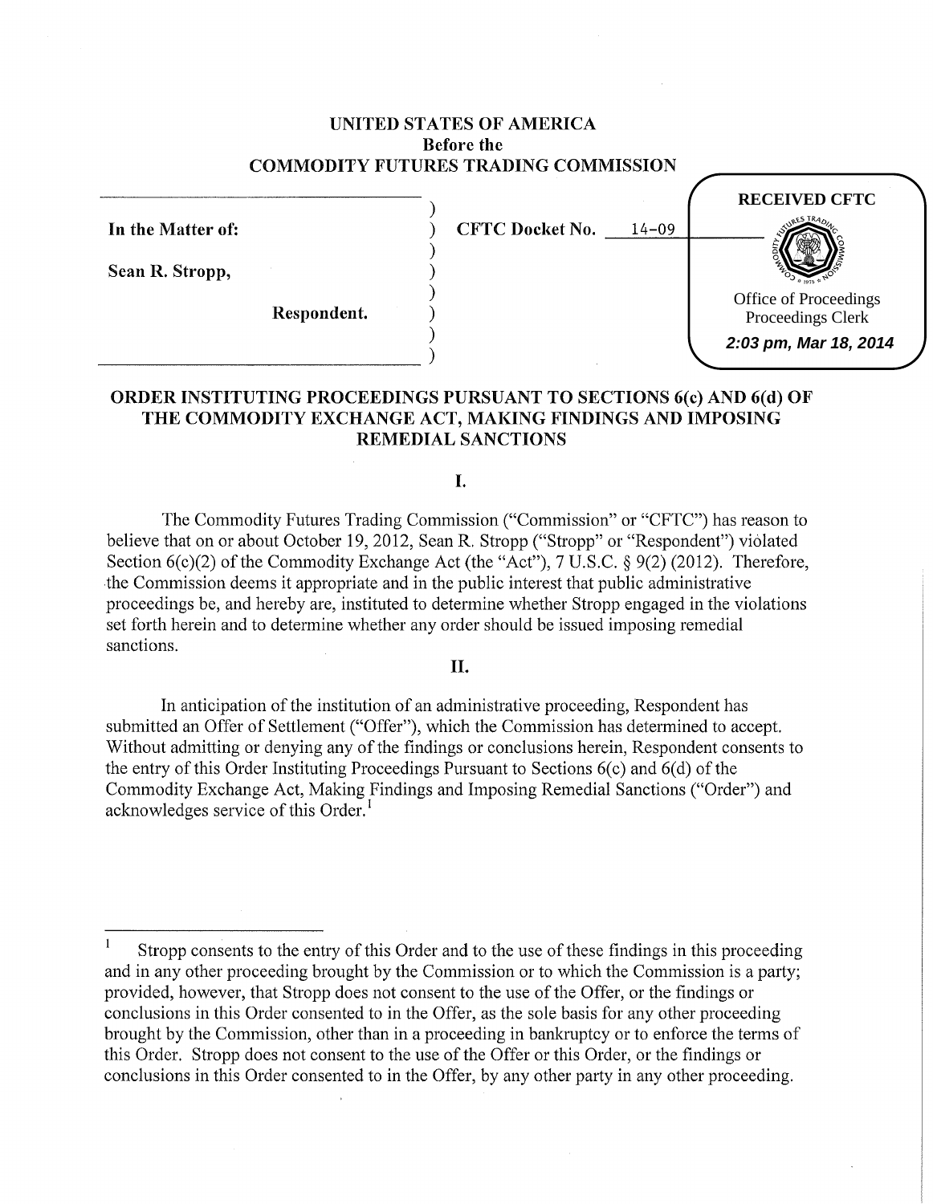UNITED STATES OF AMERICA
Before the
COMMODITY FUTURES TRADING COMMISSION

RECEIVED CFTC

Office of Proceedings
Proceedings Clerk
2:03 pm, Mar 18, 2014

In the Matter of:

Sean R. Stropp,

Respondent.

CFTC Docket No. 14-09

## ORDER INSTITUTING PROCEEDINGS PURSUANT TO SECTIONS 6(c) AND 6(d) OF THE COMMODITY EXCHANGE ACT, MAKING FINDINGS AND IMPOSING REMEDIAL SANCTIONS

### I.

The Commodity Futures Trading Commission ("Commission" or "CFTC") has reason to believe that on or about October 19, 2012, Sean R. Stropp ("Stropp" or "Respondent") violated Section 6(c)(2) of the Commodity Exchange Act (the "Act"), 7 U.S.C. § 9(2) (2012). Therefore, the Commission deems it appropriate and in the public interest that public administrative proceedings be, and hereby are, instituted to determine whether Stropp engaged in the violations set forth herein and to determine whether any order should be issued imposing remedial sanctions.

### II.

In anticipation of the institution of an administrative proceeding, Respondent has submitted an Offer of Settlement ("Offer"), which the Commission has determined to accept. Without admitting or denying any of the findings or conclusions herein, Respondent consents to the entry of this Order Instituting Proceedings Pursuant to Sections 6(c) and 6(d) of the Commodity Exchange Act, Making Findings and Imposing Remedial Sanctions ("Order") and acknowledges service of this Order.[1]

---

[1] Stropp consents to the entry of this Order and to the use of these findings in this proceeding and in any other proceeding brought by the Commission or to which the Commission is a party; provided, however, that Stropp does not consent to the use of the Offer, or the findings or conclusions in this Order consented to in the Offer, as the sole basis for any other proceeding brought by the Commission, other than in a proceeding in bankruptcy or to enforce the terms of this Order. Stropp does not consent to the use of the Offer or this Order, or the findings or conclusions in this Order consented to in the Offer, by any other party in any other proceeding.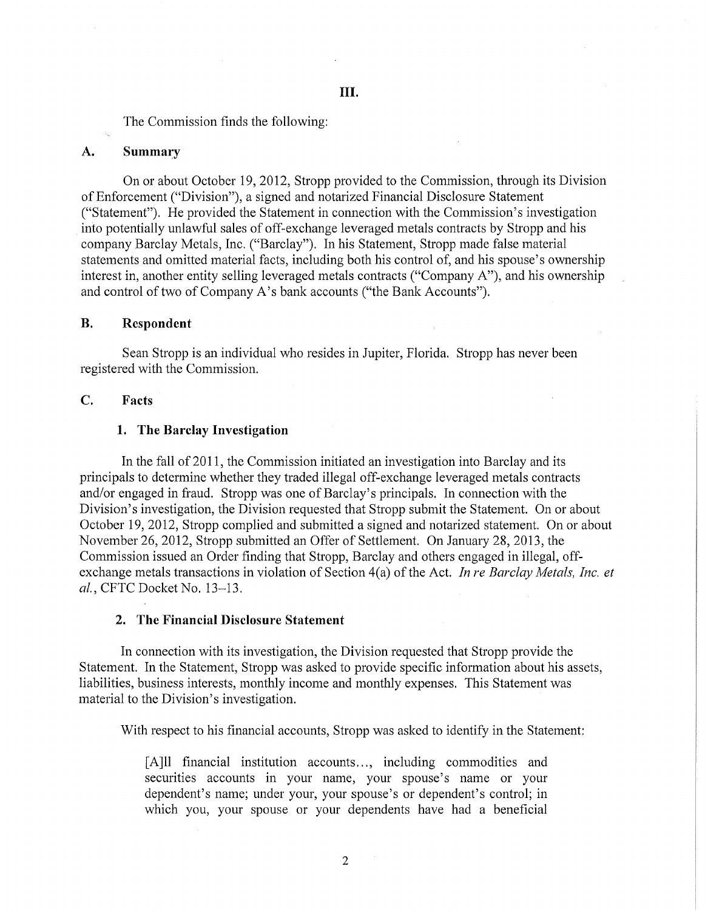## III.

The Commission finds the following:

### A. Summary

On or about October 19, 2012, Stropp provided to the Commission, through its Division of Enforcement ("Division"), a signed and notarized Financial Disclosure Statement ("Statement"). He provided the Statement in connection with the Commission's investigation into potentially unlawful sales of off-exchange leveraged metals contracts by Stropp and his company Barclay Metals, Inc. ("Barclay"). In his Statement, Stropp made false material statements and omitted material facts, including both his control of, and his spouse's ownership interest in, another entity selling leveraged metals contracts ("Company A"), and his ownership and control of two of Company A's bank accounts ("the Bank Accounts").

### B. Respondent

Sean Stropp is an individual who resides in Jupiter, Florida. Stropp has never been registered with the Commission.

### C. Facts

#### 1. The Barclay Investigation

In the fall of 2011, the Commission initiated an investigation into Barclay and its principals to determine whether they traded illegal off-exchange leveraged metals contracts and/or engaged in fraud. Stropp was one of Barclay's principals. In connection with the Division's investigation, the Division requested that Stropp submit the Statement. On or about October 19, 2012, Stropp complied and submitted a signed and notarized statement. On or about November 26, 2012, Stropp submitted an Offer of Settlement. On January 28, 2013, the Commission issued an Order finding that Stropp, Barclay and others engaged in illegal, off-exchange metals transactions in violation of Section 4(a) of the Act. *In re Barclay Metals, Inc. et al.*, CFTC Docket No. 13–13.

#### 2. The Financial Disclosure Statement

In connection with its investigation, the Division requested that Stropp provide the Statement. In the Statement, Stropp was asked to provide specific information about his assets, liabilities, business interests, monthly income and monthly expenses. This Statement was material to the Division's investigation.

With respect to his financial accounts, Stropp was asked to identify in the Statement:

> [A]ll financial institution accounts..., including commodities and securities accounts in your name, your spouse's name or your dependent's name; under your, your spouse's or dependent's control; in which you, your spouse or your dependents have had a beneficial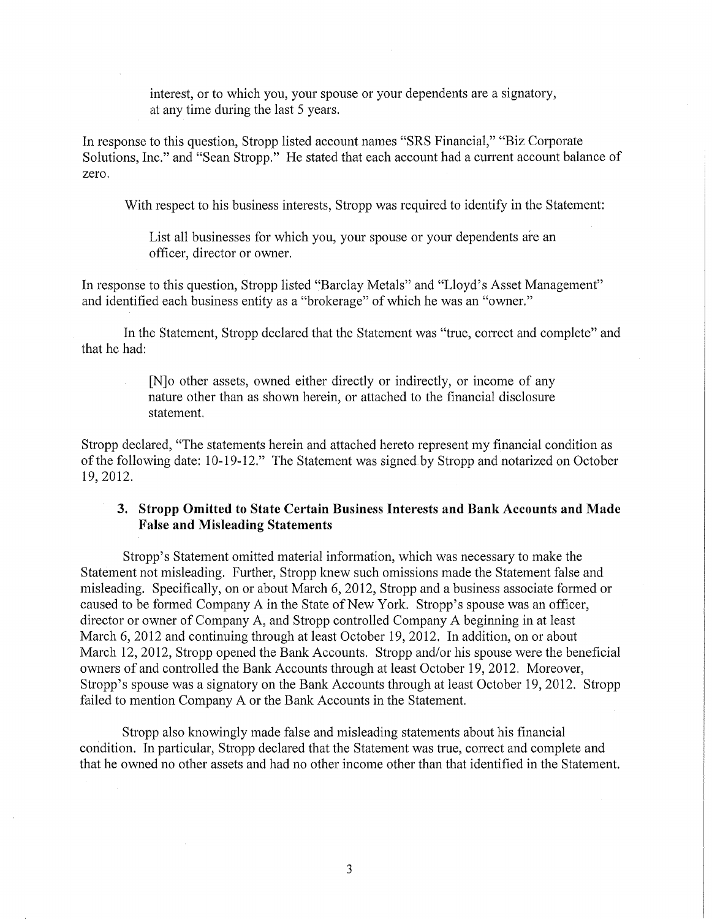> interest, or to which you, your spouse or your dependents are a signatory, at any time during the last 5 years.

In response to this question, Stropp listed account names "SRS Financial," "Biz Corporate Solutions, Inc." and "Sean Stropp." He stated that each account had a current account balance of zero.

With respect to his business interests, Stropp was required to identify in the Statement:

> List all businesses for which you, your spouse or your dependents are an officer, director or owner.

In response to this question, Stropp listed "Barclay Metals" and "Lloyd's Asset Management" and identified each business entity as a "brokerage" of which he was an "owner."

In the Statement, Stropp declared that the Statement was "true, correct and complete" and that he had:

> [N]o other assets, owned either directly or indirectly, or income of any nature other than as shown herein, or attached to the financial disclosure statement.

Stropp declared, "The statements herein and attached hereto represent my financial condition as of the following date: 10-19-12." The Statement was signed by Stropp and notarized on October 19, 2012.

### 3. Stropp Omitted to State Certain Business Interests and Bank Accounts and Made False and Misleading Statements

Stropp's Statement omitted material information, which was necessary to make the Statement not misleading. Further, Stropp knew such omissions made the Statement false and misleading. Specifically, on or about March 6, 2012, Stropp and a business associate formed or caused to be formed Company A in the State of New York. Stropp's spouse was an officer, director or owner of Company A, and Stropp controlled Company A beginning in at least March 6, 2012 and continuing through at least October 19, 2012. In addition, on or about March 12, 2012, Stropp opened the Bank Accounts. Stropp and/or his spouse were the beneficial owners of and controlled the Bank Accounts through at least October 19, 2012. Moreover, Stropp's spouse was a signatory on the Bank Accounts through at least October 19, 2012. Stropp failed to mention Company A or the Bank Accounts in the Statement.

Stropp also knowingly made false and misleading statements about his financial condition. In particular, Stropp declared that the Statement was true, correct and complete and that he owned no other assets and had no other income other than that identified in the Statement.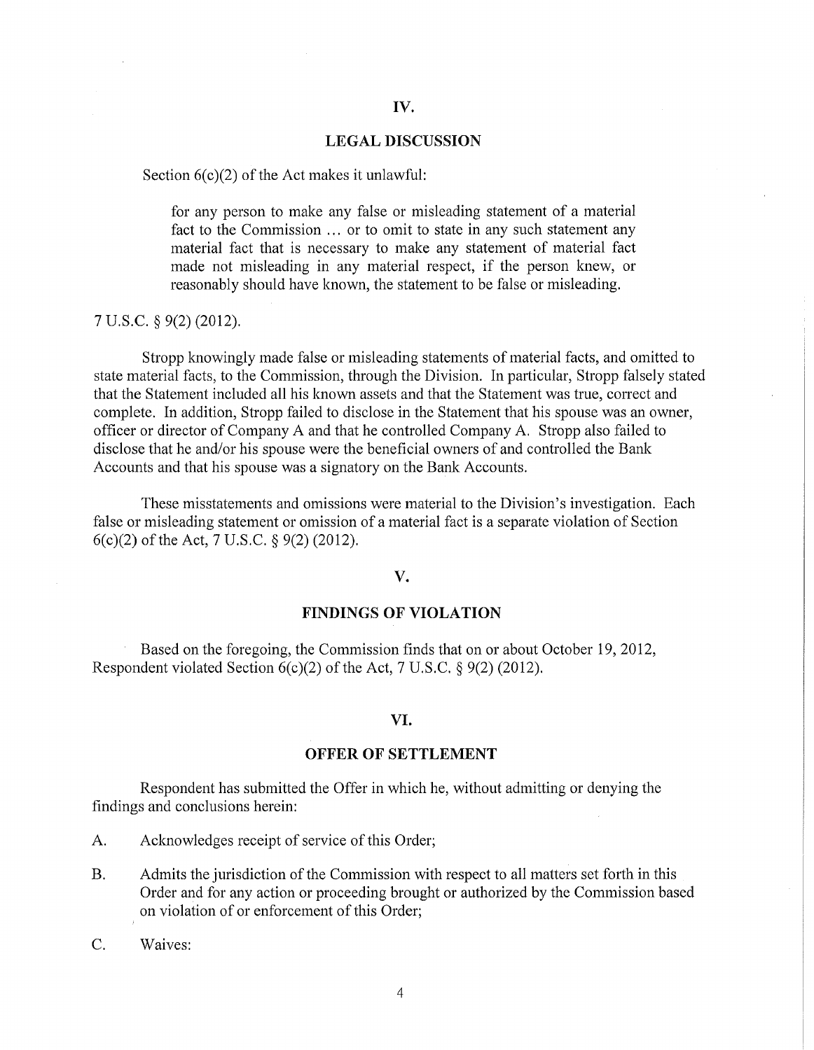## IV.

## LEGAL DISCUSSION

Section 6(c)(2) of the Act makes it unlawful:

> for any person to make any false or misleading statement of a material fact to the Commission … or to omit to state in any such statement any material fact that is necessary to make any statement of material fact made not misleading in any material respect, if the person knew, or reasonably should have known, the statement to be false or misleading.

7 U.S.C. § 9(2) (2012).

Stropp knowingly made false or misleading statements of material facts, and omitted to state material facts, to the Commission, through the Division. In particular, Stropp falsely stated that the Statement included all his known assets and that the Statement was true, correct and complete. In addition, Stropp failed to disclose in the Statement that his spouse was an owner, officer or director of Company A and that he controlled Company A. Stropp also failed to disclose that he and/or his spouse were the beneficial owners of and controlled the Bank Accounts and that his spouse was a signatory on the Bank Accounts.

These misstatements and omissions were material to the Division's investigation. Each false or misleading statement or omission of a material fact is a separate violation of Section 6(c)(2) of the Act, 7 U.S.C. § 9(2) (2012).

## V.

## FINDINGS OF VIOLATION

Based on the foregoing, the Commission finds that on or about October 19, 2012, Respondent violated Section 6(c)(2) of the Act, 7 U.S.C. § 9(2) (2012).

## VI.

## OFFER OF SETTLEMENT

Respondent has submitted the Offer in which he, without admitting or denying the findings and conclusions herein:

A. Acknowledges receipt of service of this Order;

B. Admits the jurisdiction of the Commission with respect to all matters set forth in this Order and for any action or proceeding brought or authorized by the Commission based on violation of or enforcement of this Order;

C. Waives: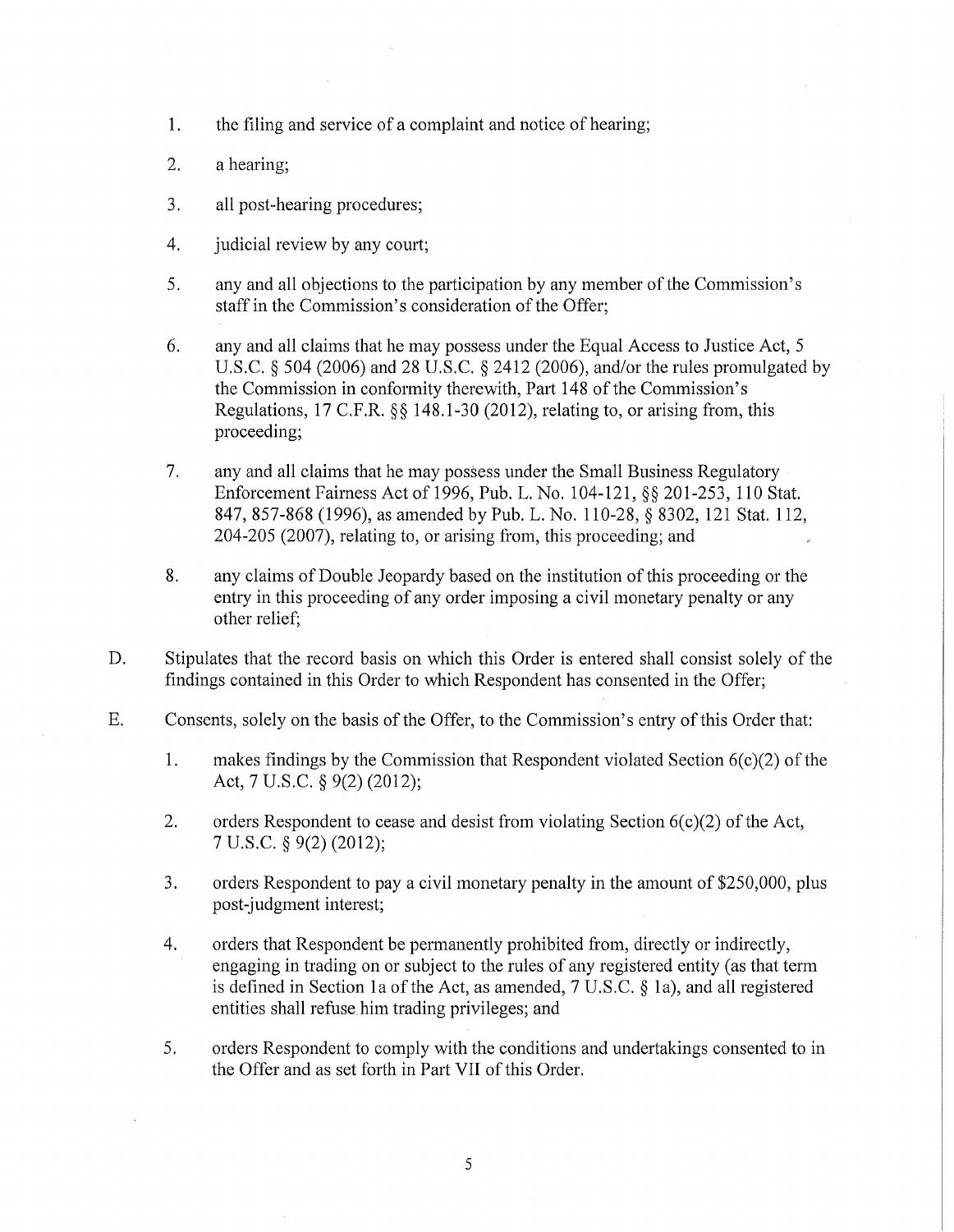1. the filing and service of a complaint and notice of hearing;

2. a hearing;

3. all post-hearing procedures;

4. judicial review by any court;

5. any and all objections to the participation by any member of the Commission's staff in the Commission's consideration of the Offer;

6. any and all claims that he may possess under the Equal Access to Justice Act, 5 U.S.C. § 504 (2006) and 28 U.S.C. § 2412 (2006), and/or the rules promulgated by the Commission in conformity therewith, Part 148 of the Commission's Regulations, 17 C.F.R. §§ 148.1-30 (2012), relating to, or arising from, this proceeding;

7. any and all claims that he may possess under the Small Business Regulatory Enforcement Fairness Act of 1996, Pub. L. No. 104-121, §§ 201-253, 110 Stat. 847, 857-868 (1996), as amended by Pub. L. No. 110-28, § 8302, 121 Stat. 112, 204-205 (2007), relating to, or arising from, this proceeding; and

8. any claims of Double Jeopardy based on the institution of this proceeding or the entry in this proceeding of any order imposing a civil monetary penalty or any other relief;

D. Stipulates that the record basis on which this Order is entered shall consist solely of the findings contained in this Order to which Respondent has consented in the Offer;

E. Consents, solely on the basis of the Offer, to the Commission's entry of this Order that:

1. makes findings by the Commission that Respondent violated Section 6(c)(2) of the Act, 7 U.S.C. § 9(2) (2012);

2. orders Respondent to cease and desist from violating Section 6(c)(2) of the Act, 7 U.S.C. § 9(2) (2012);

3. orders Respondent to pay a civil monetary penalty in the amount of $250,000, plus post-judgment interest;

4. orders that Respondent be permanently prohibited from, directly or indirectly, engaging in trading on or subject to the rules of any registered entity (as that term is defined in Section 1a of the Act, as amended, 7 U.S.C. § 1a), and all registered entities shall refuse him trading privileges; and

5. orders Respondent to comply with the conditions and undertakings consented to in the Offer and as set forth in Part VII of this Order.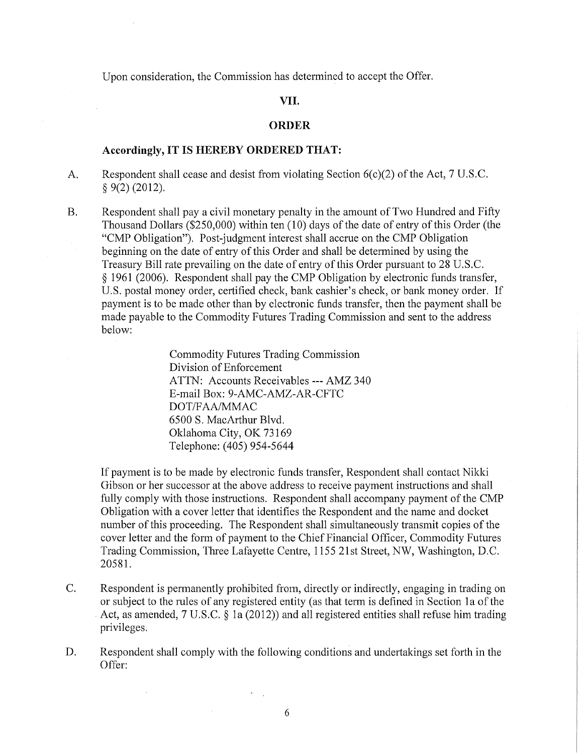Upon consideration, the Commission has determined to accept the Offer.

## VII.

## ORDER

**Accordingly, IT IS HEREBY ORDERED THAT:**

A. Respondent shall cease and desist from violating Section 6(c)(2) of the Act, 7 U.S.C. § 9(2) (2012).

B. Respondent shall pay a civil monetary penalty in the amount of Two Hundred and Fifty Thousand Dollars ($250,000) within ten (10) days of the date of entry of this Order (the "CMP Obligation"). Post-judgment interest shall accrue on the CMP Obligation beginning on the date of entry of this Order and shall be determined by using the Treasury Bill rate prevailing on the date of entry of this Order pursuant to 28 U.S.C. § 1961 (2006). Respondent shall pay the CMP Obligation by electronic funds transfer, U.S. postal money order, certified check, bank cashier's check, or bank money order. If payment is to be made other than by electronic funds transfer, then the payment shall be made payable to the Commodity Futures Trading Commission and sent to the address below:

   Commodity Futures Trading Commission
   Division of Enforcement
   ATTN: Accounts Receivables --- AMZ 340
   E-mail Box: 9-AMC-AMZ-AR-CFTC
   DOT/FAA/MMAC
   6500 S. MacArthur Blvd.
   Oklahoma City, OK 73169
   Telephone: (405) 954-5644

   If payment is to be made by electronic funds transfer, Respondent shall contact Nikki Gibson or her successor at the above address to receive payment instructions and shall fully comply with those instructions. Respondent shall accompany payment of the CMP Obligation with a cover letter that identifies the Respondent and the name and docket number of this proceeding. The Respondent shall simultaneously transmit copies of the cover letter and the form of payment to the Chief Financial Officer, Commodity Futures Trading Commission, Three Lafayette Centre, 1155 21st Street, NW, Washington, D.C. 20581.

C. Respondent is permanently prohibited from, directly or indirectly, engaging in trading on or subject to the rules of any registered entity (as that term is defined in Section 1a of the Act, as amended, 7 U.S.C. § 1a (2012)) and all registered entities shall refuse him trading privileges.

D. Respondent shall comply with the following conditions and undertakings set forth in the Offer: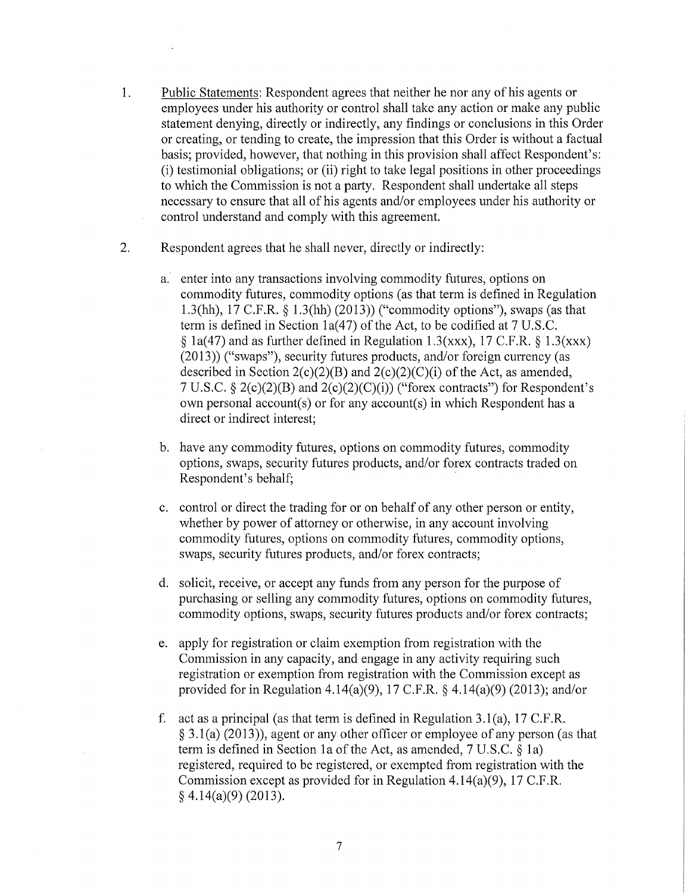1. Public Statements: Respondent agrees that neither he nor any of his agents or employees under his authority or control shall take any action or make any public statement denying, directly or indirectly, any findings or conclusions in this Order or creating, or tending to create, the impression that this Order is without a factual basis; provided, however, that nothing in this provision shall affect Respondent's: (i) testimonial obligations; or (ii) right to take legal positions in other proceedings to which the Commission is not a party. Respondent shall undertake all steps necessary to ensure that all of his agents and/or employees under his authority or control understand and comply with this agreement.

2. Respondent agrees that he shall never, directly or indirectly:

   a. enter into any transactions involving commodity futures, options on commodity futures, commodity options (as that term is defined in Regulation 1.3(hh), 17 C.F.R. § 1.3(hh) (2013)) ("commodity options"), swaps (as that term is defined in Section 1a(47) of the Act, to be codified at 7 U.S.C. § 1a(47) and as further defined in Regulation 1.3(xxx), 17 C.F.R. § 1.3(xxx) (2013)) ("swaps"), security futures products, and/or foreign currency (as described in Section 2(c)(2)(B) and 2(c)(2)(C)(i) of the Act, as amended, 7 U.S.C. § 2(c)(2)(B) and 2(c)(2)(C)(i)) ("forex contracts") for Respondent's own personal account(s) or for any account(s) in which Respondent has a direct or indirect interest;

   b. have any commodity futures, options on commodity futures, commodity options, swaps, security futures products, and/or forex contracts traded on Respondent's behalf;

   c. control or direct the trading for or on behalf of any other person or entity, whether by power of attorney or otherwise, in any account involving commodity futures, options on commodity futures, commodity options, swaps, security futures products, and/or forex contracts;

   d. solicit, receive, or accept any funds from any person for the purpose of purchasing or selling any commodity futures, options on commodity futures, commodity options, swaps, security futures products and/or forex contracts;

   e. apply for registration or claim exemption from registration with the Commission in any capacity, and engage in any activity requiring such registration or exemption from registration with the Commission except as provided for in Regulation 4.14(a)(9), 17 C.F.R. § 4.14(a)(9) (2013); and/or

   f. act as a principal (as that term is defined in Regulation 3.1(a), 17 C.F.R. § 3.1(a) (2013)), agent or any other officer or employee of any person (as that term is defined in Section 1a of the Act, as amended, 7 U.S.C. § 1a) registered, required to be registered, or exempted from registration with the Commission except as provided for in Regulation 4.14(a)(9), 17 C.F.R. § 4.14(a)(9) (2013).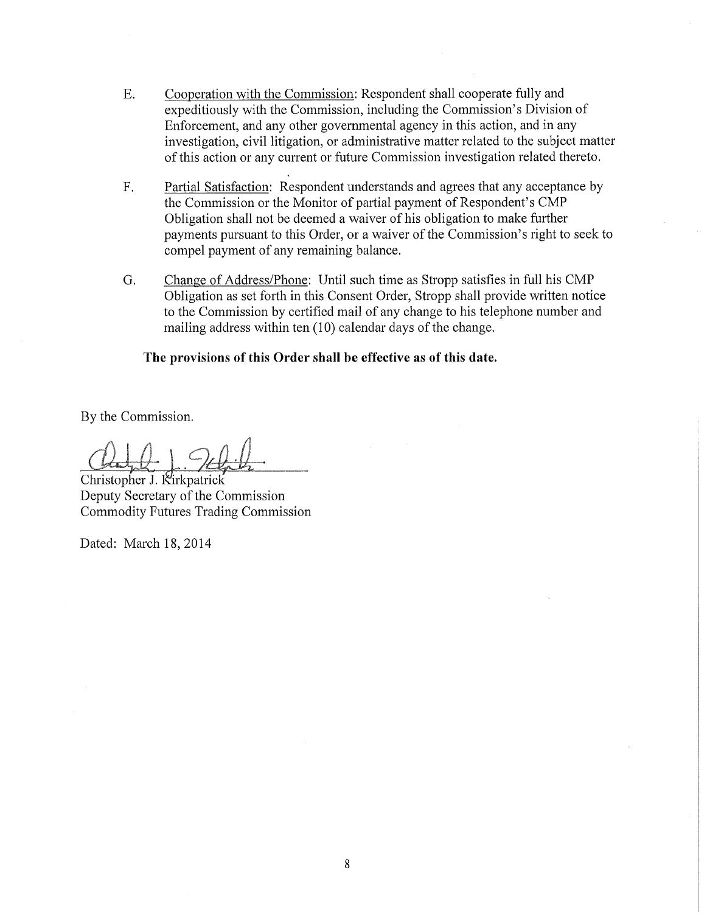E. Cooperation with the Commission: Respondent shall cooperate fully and expeditiously with the Commission, including the Commission's Division of Enforcement, and any other governmental agency in this action, and in any investigation, civil litigation, or administrative matter related to the subject matter of this action or any current or future Commission investigation related thereto.

F. Partial Satisfaction: Respondent understands and agrees that any acceptance by the Commission or the Monitor of partial payment of Respondent's CMP Obligation shall not be deemed a waiver of his obligation to make further payments pursuant to this Order, or a waiver of the Commission's right to seek to compel payment of any remaining balance.

G. Change of Address/Phone: Until such time as Stropp satisfies in full his CMP Obligation as set forth in this Consent Order, Stropp shall provide written notice to the Commission by certified mail of any change to his telephone number and mailing address within ten (10) calendar days of the change.

**The provisions of this Order shall be effective as of this date.**

By the Commission.

Christopher J. Kirkpatrick
Deputy Secretary of the Commission
Commodity Futures Trading Commission

Dated: March 18, 2014